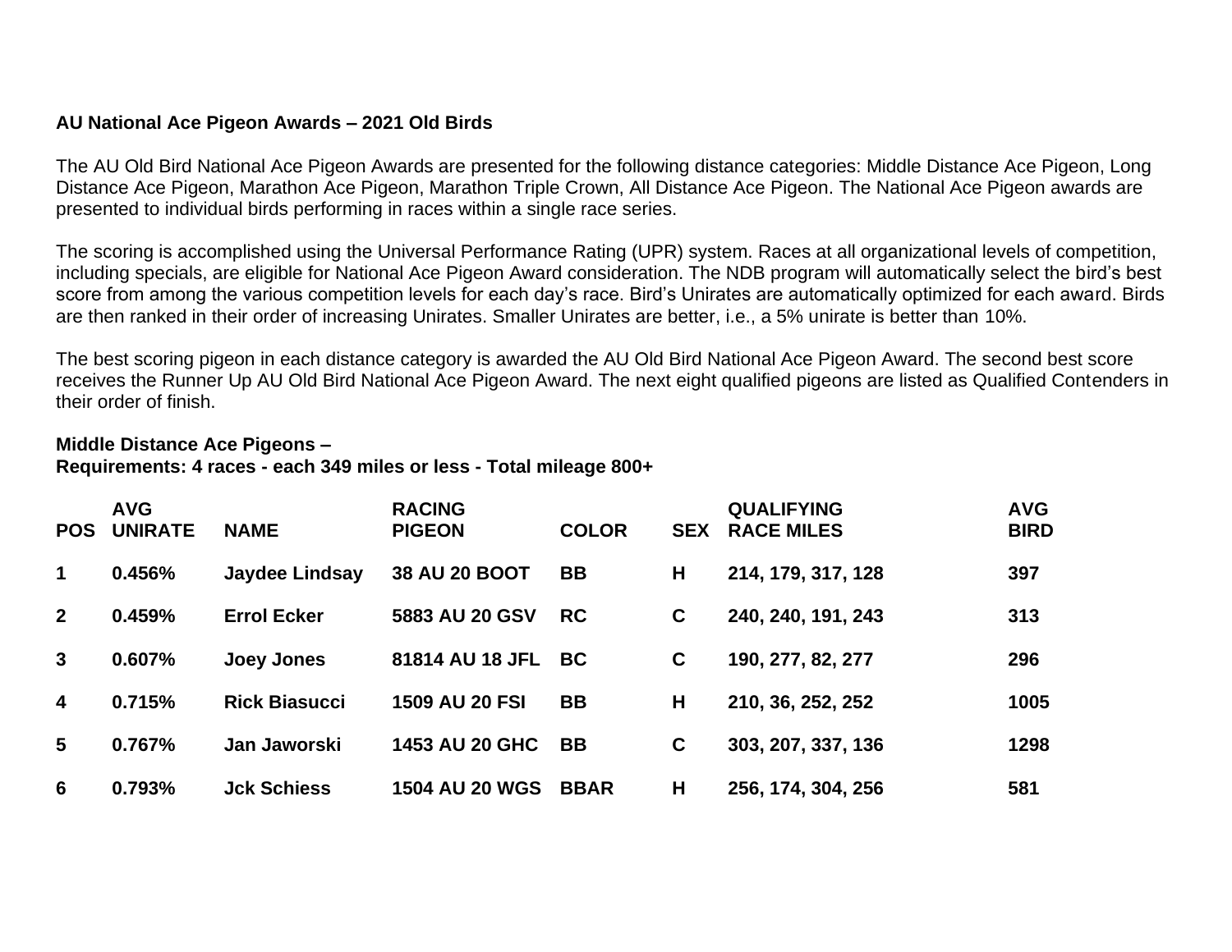**AU National Ace Pigeon Awards – 2021 Old Birds**

The AU Old Bird National Ace Pigeon Awards are presented for the following distance categories: Middle Distance Ace Pigeon, Long Distance Ace Pigeon, Marathon Ace Pigeon, Marathon Triple Crown, All Distance Ace Pigeon. The National Ace Pigeon awards are presented to individual birds performing in races within a single race series.

The scoring is accomplished using the Universal Performance Rating (UPR) system. Races at all organizational levels of competition, including specials, are eligible for National Ace Pigeon Award consideration. The NDB program will automatically select the bird's best score from among the various competition levels for each day's race. Bird's Unirates are automatically optimized for each award. Birds are then ranked in their order of increasing Unirates. Smaller Unirates are better, i.e., a 5% unirate is better than 10%.

The best scoring pigeon in each distance category is awarded the AU Old Bird National Ace Pigeon Award. The second best score receives the Runner Up AU Old Bird National Ace Pigeon Award. The next eight qualified pigeons are listed as Qualified Contenders in their order of finish.

**Middle Distance Ace Pigeons –**
**Requirements: 4 races - each 349 miles or less - Total mileage 800+**

| POS | AVG UNIRATE | NAME | RACING PIGEON | COLOR | SEX | QUALIFYING RACE MILES | AVG BIRD |
|---|---|---|---|---|---|---|---|
| 1 | 0.456% | Jaydee Lindsay | 38 AU 20 BOOT | BB | H | 214, 179, 317, 128 | 397 |
| 2 | 0.459% | Errol Ecker | 5883 AU 20 GSV | RC | C | 240, 240, 191, 243 | 313 |
| 3 | 0.607% | Joey Jones | 81814 AU 18 JFL | BC | C | 190, 277, 82, 277 | 296 |
| 4 | 0.715% | Rick Biasucci | 1509 AU 20 FSI | BB | H | 210, 36, 252, 252 | 1005 |
| 5 | 0.767% | Jan Jaworski | 1453 AU 20 GHC | BB | C | 303, 207, 337, 136 | 1298 |
| 6 | 0.793% | Jck Schiess | 1504 AU 20 WGS | BBAR | H | 256, 174, 304, 256 | 581 |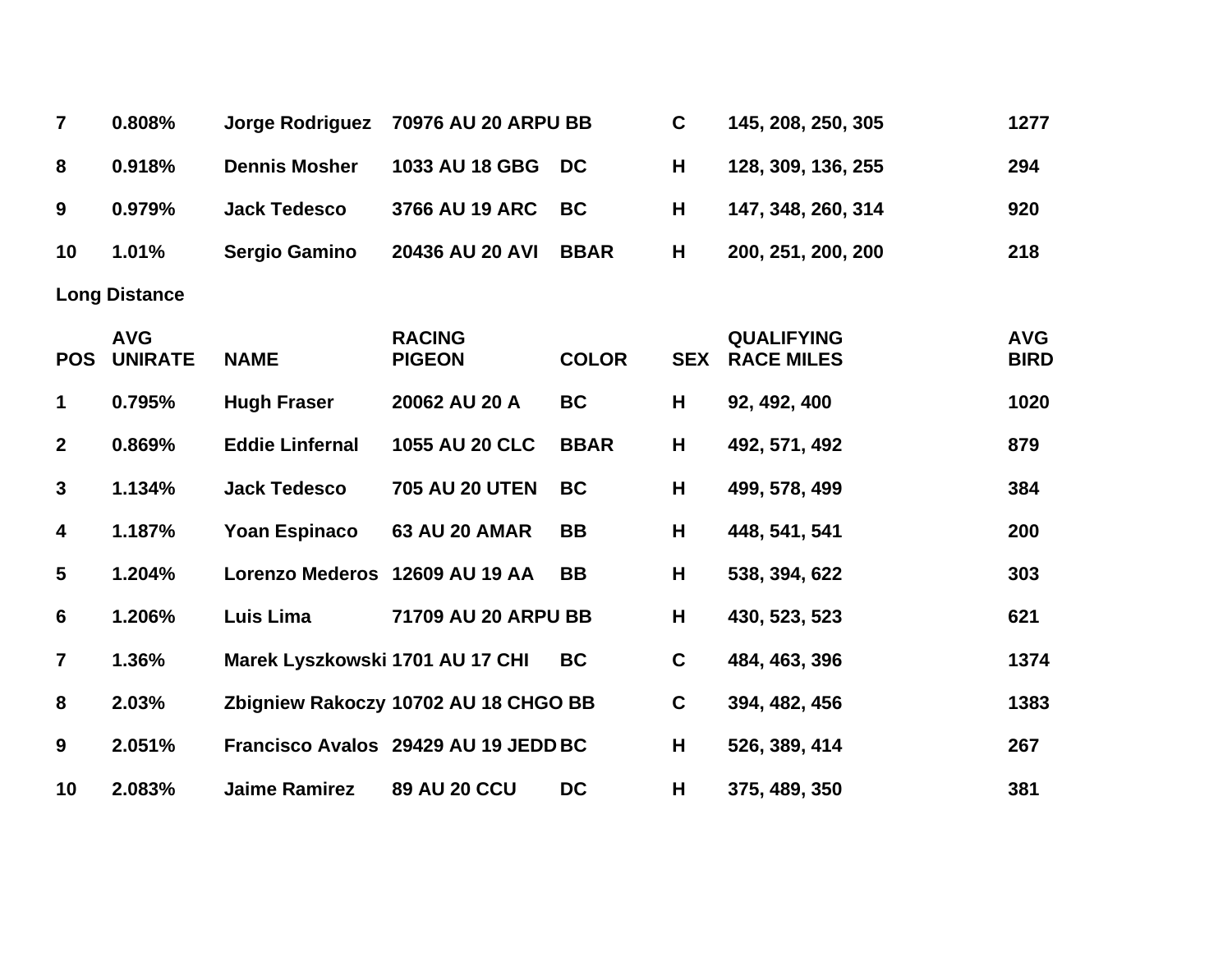| 7 | 0.808% | Jorge Rodriguez | 70976 AU 20 ARPU | BB | C | 145, 208, 250, 305 | 1277 |
|---|---|---|---|---|---|---|---|
| 8 | 0.918% | Dennis Mosher | 1033 AU 18 GBG | DC | H | 128, 309, 136, 255 | 294 |
| 9 | 0.979% | Jack Tedesco | 3766 AU 19 ARC | BC | H | 147, 348, 260, 314 | 920 |
| 10 | 1.01% | Sergio Gamino | 20436 AU 20 AVI | BBAR | H | 200, 251, 200, 200 | 218 |

**Long Distance**

| POS | AVG UNIRATE | NAME | RACING PIGEON | COLOR | SEX | QUALIFYING RACE MILES | AVG BIRD |
|---|---|---|---|---|---|---|---|
| 1 | 0.795% | Hugh Fraser | 20062 AU 20 A | BC | H | 92, 492, 400 | 1020 |
| 2 | 0.869% | Eddie Linfernal | 1055 AU 20 CLC | BBAR | H | 492, 571, 492 | 879 |
| 3 | 1.134% | Jack Tedesco | 705 AU 20 UTEN | BC | H | 499, 578, 499 | 384 |
| 4 | 1.187% | Yoan Espinaco | 63 AU 20 AMAR | BB | H | 448, 541, 541 | 200 |
| 5 | 1.204% | Lorenzo Mederos | 12609 AU 19 AA | BB | H | 538, 394, 622 | 303 |
| 6 | 1.206% | Luis Lima | 71709 AU 20 ARPU | BB | H | 430, 523, 523 | 621 |
| 7 | 1.36% | Marek Lyszkowski | 1701 AU 17 CHI | BC | C | 484, 463, 396 | 1374 |
| 8 | 2.03% | Zbigniew Rakoczy | 10702 AU 18 CHGO | BB | C | 394, 482, 456 | 1383 |
| 9 | 2.051% | Francisco Avalos | 29429 AU 19 JEDD | BC | H | 526, 389, 414 | 267 |
| 10 | 2.083% | Jaime Ramirez | 89 AU 20 CCU | DC | H | 375, 489, 350 | 381 |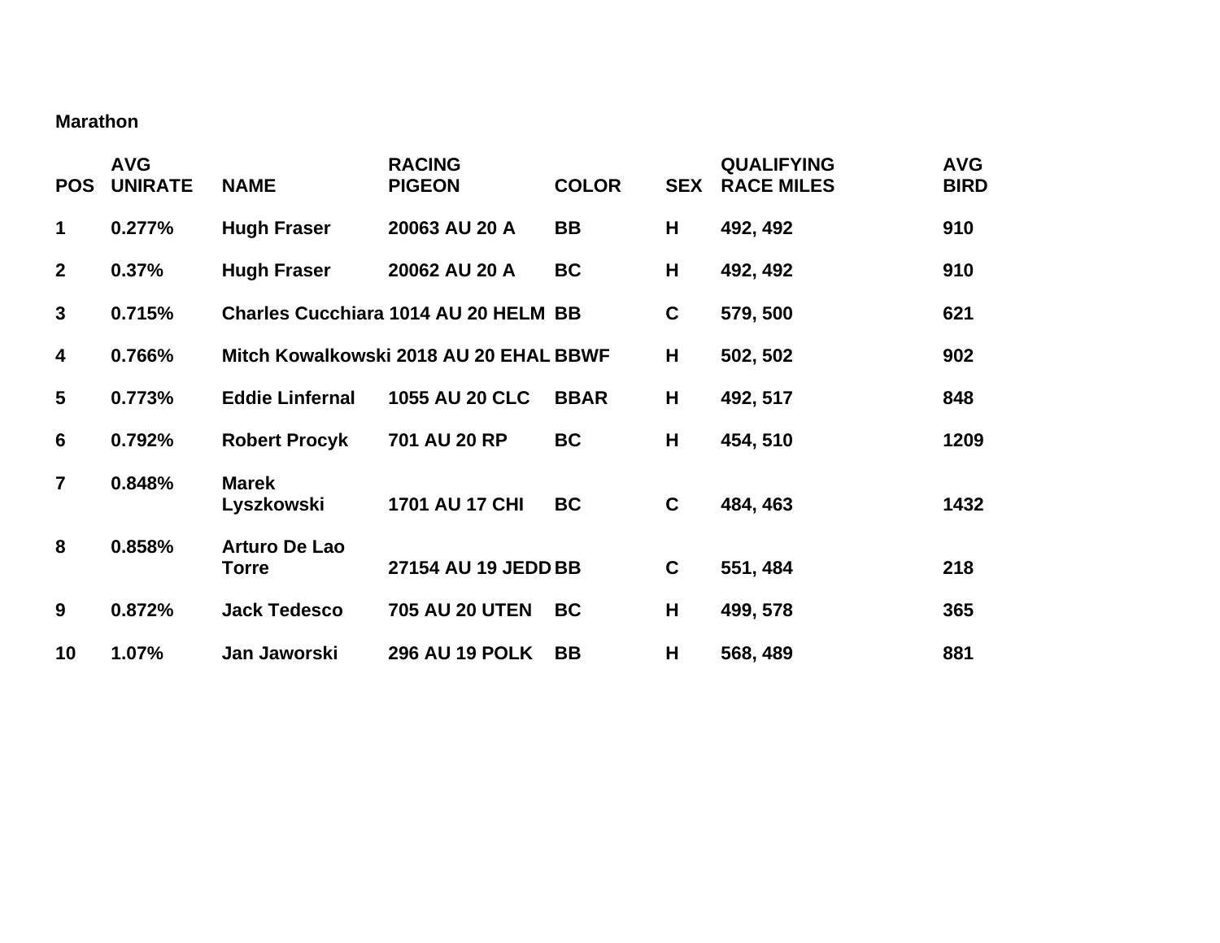**Marathon**

| POS | AVG UNIRATE | NAME | RACING PIGEON | COLOR | SEX | QUALIFYING RACE MILES | AVG BIRD |
|---|---|---|---|---|---|---|---|
| 1 | 0.277% | Hugh Fraser | 20063 AU 20 A | BB | H | 492, 492 | 910 |
| 2 | 0.37% | Hugh Fraser | 20062 AU 20 A | BC | H | 492, 492 | 910 |
| 3 | 0.715% | Charles Cucchiara | 1014 AU 20 HELM | BB | C | 579, 500 | 621 |
| 4 | 0.766% | Mitch Kowalkowski | 2018 AU 20 EHAL | BBWF | H | 502, 502 | 902 |
| 5 | 0.773% | Eddie Linfernal | 1055 AU 20 CLC | BBAR | H | 492, 517 | 848 |
| 6 | 0.792% | Robert Procyk | 701 AU 20 RP | BC | H | 454, 510 | 1209 |
| 7 | 0.848% | Marek Lyszkowski | 1701 AU 17 CHI | BC | C | 484, 463 | 1432 |
| 8 | 0.858% | Arturo De Lao Torre | 27154 AU 19 JEDD | BB | C | 551, 484 | 218 |
| 9 | 0.872% | Jack Tedesco | 705 AU 20 UTEN | BC | H | 499, 578 | 365 |
| 10 | 1.07% | Jan Jaworski | 296 AU 19 POLK | BB | H | 568, 489 | 881 |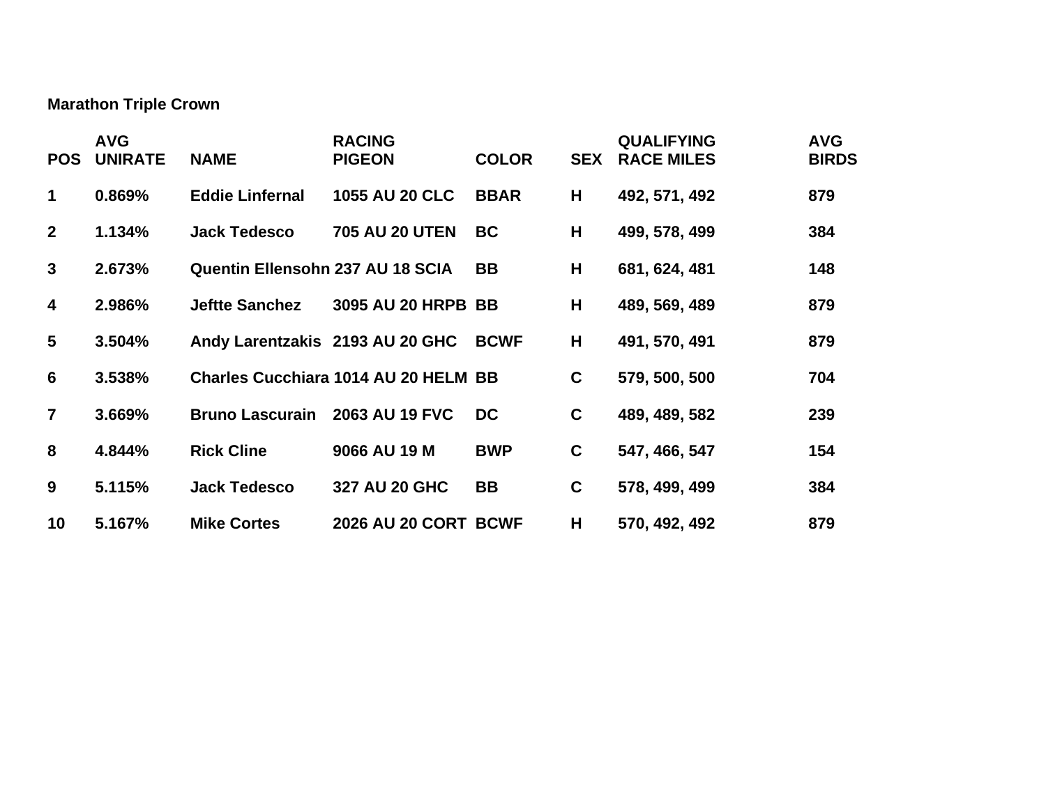**Marathon Triple Crown**

| POS | AVG UNIRATE | NAME | RACING PIGEON | COLOR | SEX | QUALIFYING RACE MILES | AVG BIRDS |
|---|---|---|---|---|---|---|---|
| 1 | 0.869% | Eddie Linfernal | 1055 AU 20 CLC | BBAR | H | 492, 571, 492 | 879 |
| 2 | 1.134% | Jack Tedesco | 705 AU 20 UTEN | BC | H | 499, 578, 499 | 384 |
| 3 | 2.673% | Quentin Ellensohn | 237 AU 18 SCIA | BB | H | 681, 624, 481 | 148 |
| 4 | 2.986% | Jeftte Sanchez | 3095 AU 20 HRPB | BB | H | 489, 569, 489 | 879 |
| 5 | 3.504% | Andy Larentzakis | 2193 AU 20 GHC | BCWF | H | 491, 570, 491 | 879 |
| 6 | 3.538% | Charles Cucchiara | 1014 AU 20 HELM | BB | C | 579, 500, 500 | 704 |
| 7 | 3.669% | Bruno Lascurain | 2063 AU 19 FVC | DC | C | 489, 489, 582 | 239 |
| 8 | 4.844% | Rick Cline | 9066 AU 19 M | BWP | C | 547, 466, 547 | 154 |
| 9 | 5.115% | Jack Tedesco | 327 AU 20 GHC | BB | C | 578, 499, 499 | 384 |
| 10 | 5.167% | Mike Cortes | 2026 AU 20 CORT | BCWF | H | 570, 492, 492 | 879 |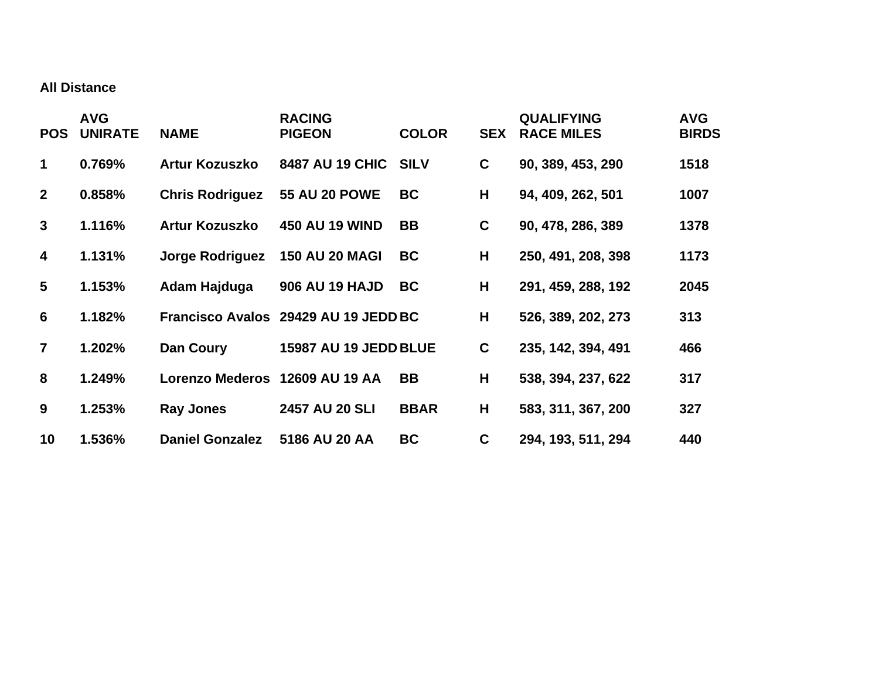**All Distance**

| POS | AVG UNIRATE | NAME | RACING PIGEON | COLOR | SEX | QUALIFYING RACE MILES | AVG BIRDS |
|---|---|---|---|---|---|---|---|
| 1 | 0.769% | Artur Kozuszko | 8487 AU 19 CHIC | SILV | C | 90, 389, 453, 290 | 1518 |
| 2 | 0.858% | Chris Rodriguez | 55 AU 20 POWE | BC | H | 94, 409, 262, 501 | 1007 |
| 3 | 1.116% | Artur Kozuszko | 450 AU 19 WIND | BB | C | 90, 478, 286, 389 | 1378 |
| 4 | 1.131% | Jorge Rodriguez | 150 AU 20 MAGI | BC | H | 250, 491, 208, 398 | 1173 |
| 5 | 1.153% | Adam Hajduga | 906 AU 19 HAJD | BC | H | 291, 459, 288, 192 | 2045 |
| 6 | 1.182% | Francisco Avalos | 29429 AU 19 JEDD | BC | H | 526, 389, 202, 273 | 313 |
| 7 | 1.202% | Dan Coury | 15987 AU 19 JEDD | BLUE | C | 235, 142, 394, 491 | 466 |
| 8 | 1.249% | Lorenzo Mederos | 12609 AU 19 AA | BB | H | 538, 394, 237, 622 | 317 |
| 9 | 1.253% | Ray Jones | 2457 AU 20 SLI | BBAR | H | 583, 311, 367, 200 | 327 |
| 10 | 1.536% | Daniel Gonzalez | 5186 AU 20 AA | BC | C | 294, 193, 511, 294 | 440 |